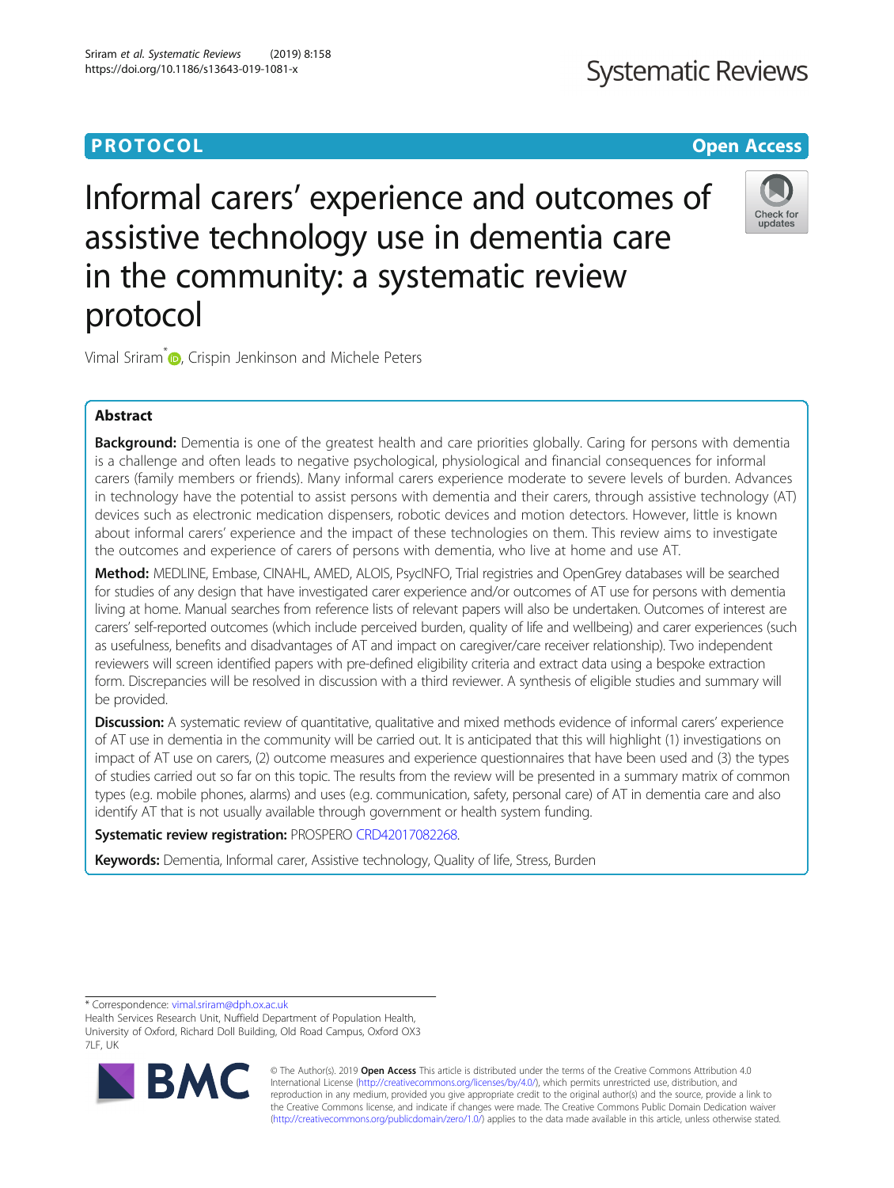PROTOCOL

Open Access

# Informal carers' experience and outcomes of assistive technology use in dementia care in the community: a systematic review protocol

Vimal Sriram[*], Crispin Jenkinson and Michele Peters

## Abstract

**Background:** Dementia is one of the greatest health and care priorities globally. Caring for persons with dementia is a challenge and often leads to negative psychological, physiological and financial consequences for informal carers (family members or friends). Many informal carers experience moderate to severe levels of burden. Advances in technology have the potential to assist persons with dementia and their carers, through assistive technology (AT) devices such as electronic medication dispensers, robotic devices and motion detectors. However, little is known about informal carers' experience and the impact of these technologies on them. This review aims to investigate the outcomes and experience of carers of persons with dementia, who live at home and use AT.

**Method:** MEDLINE, Embase, CINAHL, AMED, ALOIS, PsycINFO, Trial registries and OpenGrey databases will be searched for studies of any design that have investigated carer experience and/or outcomes of AT use for persons with dementia living at home. Manual searches from reference lists of relevant papers will also be undertaken. Outcomes of interest are carers' self-reported outcomes (which include perceived burden, quality of life and wellbeing) and carer experiences (such as usefulness, benefits and disadvantages of AT and impact on caregiver/care receiver relationship). Two independent reviewers will screen identified papers with pre-defined eligibility criteria and extract data using a bespoke extraction form. Discrepancies will be resolved in discussion with a third reviewer. A synthesis of eligible studies and summary will be provided.

**Discussion:** A systematic review of quantitative, qualitative and mixed methods evidence of informal carers' experience of AT use in dementia in the community will be carried out. It is anticipated that this will highlight (1) investigations on impact of AT use on carers, (2) outcome measures and experience questionnaires that have been used and (3) the types of studies carried out so far on this topic. The results from the review will be presented in a summary matrix of common types (e.g. mobile phones, alarms) and uses (e.g. communication, safety, personal care) of AT in dementia care and also identify AT that is not usually available through government or health system funding.

**Systematic review registration:** PROSPERO CRD42017082268.

**Keywords:** Dementia, Informal carer, Assistive technology, Quality of life, Stress, Burden

---

* Correspondence: vimal.sriram@dph.ox.ac.uk
Health Services Research Unit, Nuffield Department of Population Health, University of Oxford, Richard Doll Building, Old Road Campus, Oxford OX3 7LF, UK

© The Author(s). 2019 **Open Access** This article is distributed under the terms of the Creative Commons Attribution 4.0 International License (http://creativecommons.org/licenses/by/4.0/), which permits unrestricted use, distribution, and reproduction in any medium, provided you give appropriate credit to the original author(s) and the source, provide a link to the Creative Commons license, and indicate if changes were made. The Creative Commons Public Domain Dedication waiver (http://creativecommons.org/publicdomain/zero/1.0/) applies to the data made available in this article, unless otherwise stated.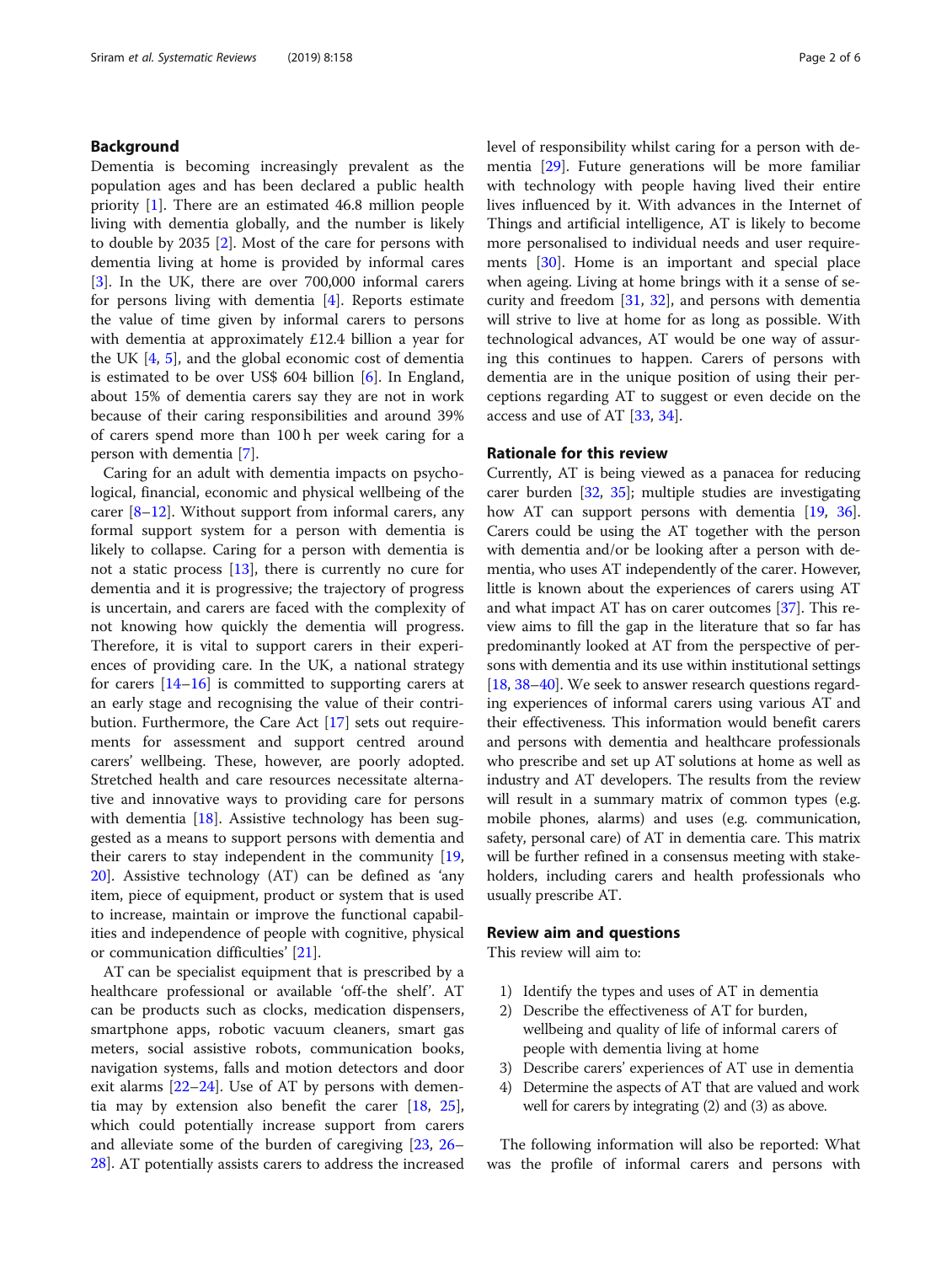## Background

Dementia is becoming increasingly prevalent as the population ages and has been declared a public health priority [1]. There are an estimated 46.8 million people living with dementia globally, and the number is likely to double by 2035 [2]. Most of the care for persons with dementia living at home is provided by informal cares [3]. In the UK, there are over 700,000 informal carers for persons living with dementia [4]. Reports estimate the value of time given by informal carers to persons with dementia at approximately £12.4 billion a year for the UK [4, 5], and the global economic cost of dementia is estimated to be over US$ 604 billion [6]. In England, about 15% of dementia carers say they are not in work because of their caring responsibilities and around 39% of carers spend more than 100 h per week caring for a person with dementia [7].

Caring for an adult with dementia impacts on psychological, financial, economic and physical wellbeing of the carer [8–12]. Without support from informal carers, any formal support system for a person with dementia is likely to collapse. Caring for a person with dementia is not a static process [13], there is currently no cure for dementia and it is progressive; the trajectory of progress is uncertain, and carers are faced with the complexity of not knowing how quickly the dementia will progress. Therefore, it is vital to support carers in their experiences of providing care. In the UK, a national strategy for carers [14–16] is committed to supporting carers at an early stage and recognising the value of their contribution. Furthermore, the Care Act [17] sets out requirements for assessment and support centred around carers' wellbeing. These, however, are poorly adopted. Stretched health and care resources necessitate alternative and innovative ways to providing care for persons with dementia [18]. Assistive technology has been suggested as a means to support persons with dementia and their carers to stay independent in the community [19, 20]. Assistive technology (AT) can be defined as 'any item, piece of equipment, product or system that is used to increase, maintain or improve the functional capabilities and independence of people with cognitive, physical or communication difficulties' [21].

AT can be specialist equipment that is prescribed by a healthcare professional or available 'off-the shelf'. AT can be products such as clocks, medication dispensers, smartphone apps, robotic vacuum cleaners, smart gas meters, social assistive robots, communication books, navigation systems, falls and motion detectors and door exit alarms [22–24]. Use of AT by persons with dementia may by extension also benefit the carer [18, 25], which could potentially increase support from carers and alleviate some of the burden of caregiving [23, 26–28]. AT potentially assists carers to address the increased level of responsibility whilst caring for a person with dementia [29]. Future generations will be more familiar with technology with people having lived their entire lives influenced by it. With advances in the Internet of Things and artificial intelligence, AT is likely to become more personalised to individual needs and user requirements [30]. Home is an important and special place when ageing. Living at home brings with it a sense of security and freedom [31, 32], and persons with dementia will strive to live at home for as long as possible. With technological advances, AT would be one way of assuring this continues to happen. Carers of persons with dementia are in the unique position of using their perceptions regarding AT to suggest or even decide on the access and use of AT [33, 34].

### Rationale for this review

Currently, AT is being viewed as a panacea for reducing carer burden [32, 35]; multiple studies are investigating how AT can support persons with dementia [19, 36]. Carers could be using the AT together with the person with dementia and/or be looking after a person with dementia, who uses AT independently of the carer. However, little is known about the experiences of carers using AT and what impact AT has on carer outcomes [37]. This review aims to fill the gap in the literature that so far has predominantly looked at AT from the perspective of persons with dementia and its use within institutional settings [18, 38–40]. We seek to answer research questions regarding experiences of informal carers using various AT and their effectiveness. This information would benefit carers and persons with dementia and healthcare professionals who prescribe and set up AT solutions at home as well as industry and AT developers. The results from the review will result in a summary matrix of common types (e.g. mobile phones, alarms) and uses (e.g. communication, safety, personal care) of AT in dementia care. This matrix will be further refined in a consensus meeting with stakeholders, including carers and health professionals who usually prescribe AT.

### Review aim and questions

This review will aim to:

1) Identify the types and uses of AT in dementia
2) Describe the effectiveness of AT for burden, wellbeing and quality of life of informal carers of people with dementia living at home
3) Describe carers' experiences of AT use in dementia
4) Determine the aspects of AT that are valued and work well for carers by integrating (2) and (3) as above.

The following information will also be reported: What was the profile of informal carers and persons with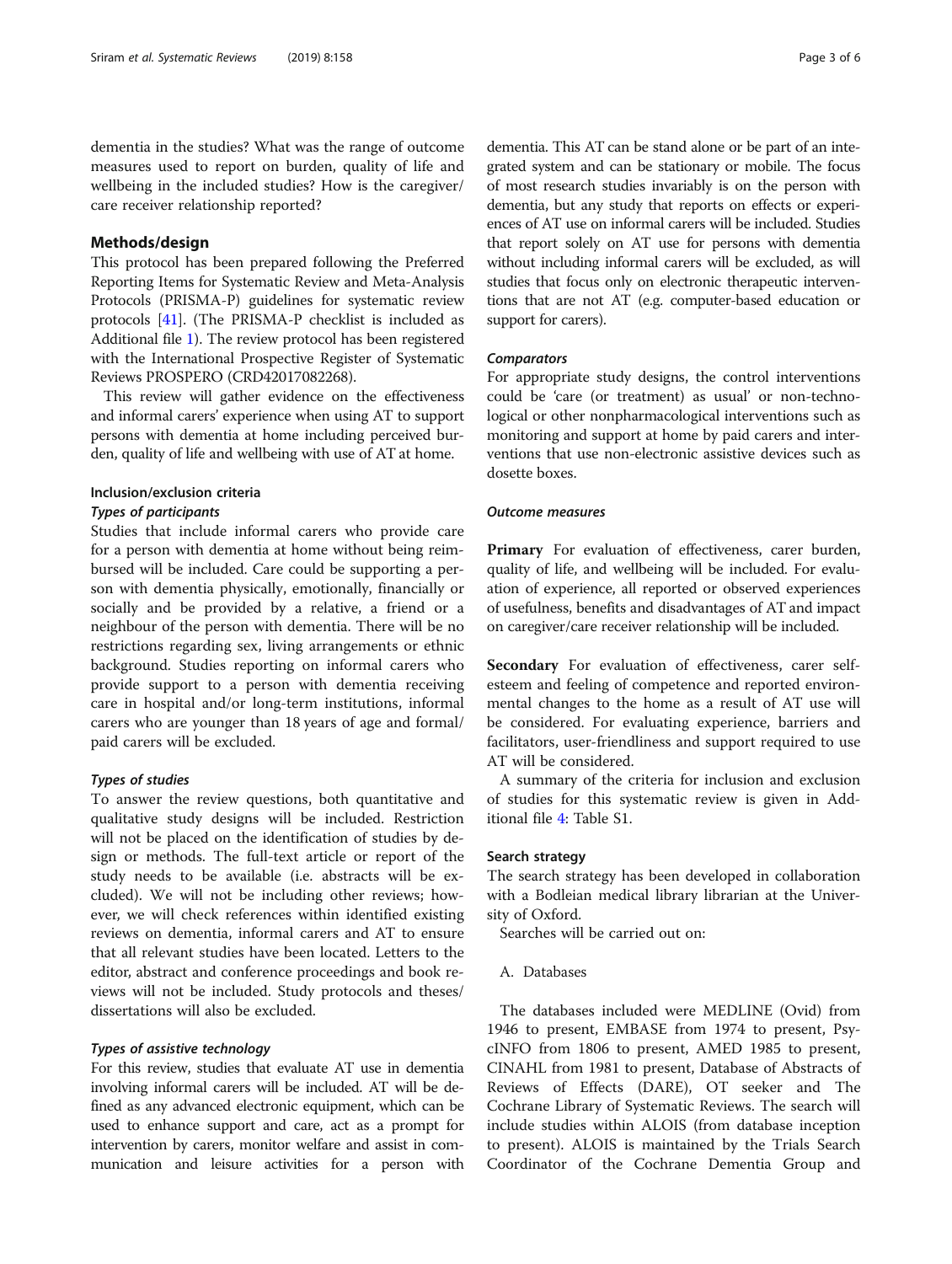dementia in the studies? What was the range of outcome measures used to report on burden, quality of life and wellbeing in the included studies? How is the caregiver/care receiver relationship reported?

## Methods/design

This protocol has been prepared following the Preferred Reporting Items for Systematic Review and Meta-Analysis Protocols (PRISMA-P) guidelines for systematic review protocols [41]. (The PRISMA-P checklist is included as Additional file 1). The review protocol has been registered with the International Prospective Register of Systematic Reviews PROSPERO (CRD42017082268).

This review will gather evidence on the effectiveness and informal carers' experience when using AT to support persons with dementia at home including perceived burden, quality of life and wellbeing with use of AT at home.

### Inclusion/exclusion criteria

#### *Types of participants*

Studies that include informal carers who provide care for a person with dementia at home without being reimbursed will be included. Care could be supporting a person with dementia physically, emotionally, financially or socially and be provided by a relative, a friend or a neighbour of the person with dementia. There will be no restrictions regarding sex, living arrangements or ethnic background. Studies reporting on informal carers who provide support to a person with dementia receiving care in hospital and/or long-term institutions, informal carers who are younger than 18 years of age and formal/paid carers will be excluded.

#### *Types of studies*

To answer the review questions, both quantitative and qualitative study designs will be included. Restriction will not be placed on the identification of studies by design or methods. The full-text article or report of the study needs to be available (i.e. abstracts will be excluded). We will not be including other reviews; however, we will check references within identified existing reviews on dementia, informal carers and AT to ensure that all relevant studies have been located. Letters to the editor, abstract and conference proceedings and book reviews will not be included. Study protocols and theses/dissertations will also be excluded.

#### *Types of assistive technology*

For this review, studies that evaluate AT use in dementia involving informal carers will be included. AT will be defined as any advanced electronic equipment, which can be used to enhance support and care, act as a prompt for intervention by carers, monitor welfare and assist in communication and leisure activities for a person with dementia. This AT can be stand alone or be part of an integrated system and can be stationary or mobile. The focus of most research studies invariably is on the person with dementia, but any study that reports on effects or experiences of AT use on informal carers will be included. Studies that report solely on AT use for persons with dementia without including informal carers will be excluded, as will studies that focus only on electronic therapeutic interventions that are not AT (e.g. computer-based education or support for carers).

#### *Comparators*

For appropriate study designs, the control interventions could be 'care (or treatment) as usual' or non-technological or other nonpharmacological interventions such as monitoring and support at home by paid carers and interventions that use non-electronic assistive devices such as dosette boxes.

#### *Outcome measures*

**Primary** For evaluation of effectiveness, carer burden, quality of life, and wellbeing will be included. For evaluation of experience, all reported or observed experiences of usefulness, benefits and disadvantages of AT and impact on caregiver/care receiver relationship will be included.

**Secondary** For evaluation of effectiveness, carer self-esteem and feeling of competence and reported environmental changes to the home as a result of AT use will be considered. For evaluating experience, barriers and facilitators, user-friendliness and support required to use AT will be considered.

A summary of the criteria for inclusion and exclusion of studies for this systematic review is given in Additional file 4: Table S1.

### Search strategy

The search strategy has been developed in collaboration with a Bodleian medical library librarian at the University of Oxford.

Searches will be carried out on:

A. Databases

The databases included were MEDLINE (Ovid) from 1946 to present, EMBASE from 1974 to present, PsycINFO from 1806 to present, AMED 1985 to present, CINAHL from 1981 to present, Database of Abstracts of Reviews of Effects (DARE), OT seeker and The Cochrane Library of Systematic Reviews. The search will include studies within ALOIS (from database inception to present). ALOIS is maintained by the Trials Search Coordinator of the Cochrane Dementia Group and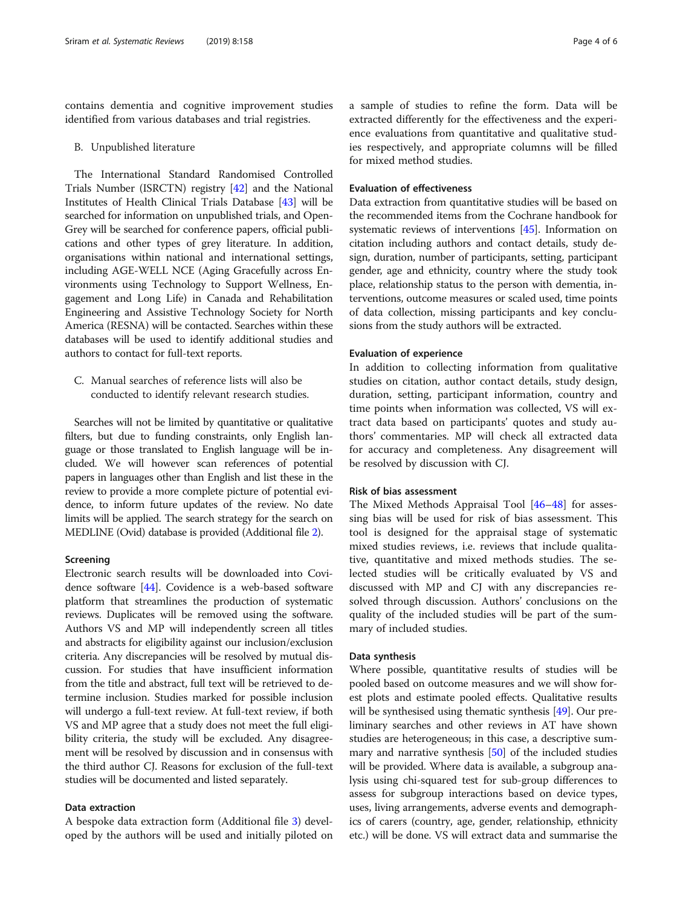contains dementia and cognitive improvement studies identified from various databases and trial registries.

B. Unpublished literature

The International Standard Randomised Controlled Trials Number (ISRCTN) registry [42] and the National Institutes of Health Clinical Trials Database [43] will be searched for information on unpublished trials, and OpenGrey will be searched for conference papers, official publications and other types of grey literature. In addition, organisations within national and international settings, including AGE-WELL NCE (Aging Gracefully across Environments using Technology to Support Wellness, Engagement and Long Life) in Canada and Rehabilitation Engineering and Assistive Technology Society for North America (RESNA) will be contacted. Searches within these databases will be used to identify additional studies and authors to contact for full-text reports.

C. Manual searches of reference lists will also be conducted to identify relevant research studies.

Searches will not be limited by quantitative or qualitative filters, but due to funding constraints, only English language or those translated to English language will be included. We will however scan references of potential papers in languages other than English and list these in the review to provide a more complete picture of potential evidence, to inform future updates of the review. No date limits will be applied. The search strategy for the search on MEDLINE (Ovid) database is provided (Additional file 2).

### Screening

Electronic search results will be downloaded into Covidence software [44]. Covidence is a web-based software platform that streamlines the production of systematic reviews. Duplicates will be removed using the software. Authors VS and MP will independently screen all titles and abstracts for eligibility against our inclusion/exclusion criteria. Any discrepancies will be resolved by mutual discussion. For studies that have insufficient information from the title and abstract, full text will be retrieved to determine inclusion. Studies marked for possible inclusion will undergo a full-text review. At full-text review, if both VS and MP agree that a study does not meet the full eligibility criteria, the study will be excluded. Any disagreement will be resolved by discussion and in consensus with the third author CJ. Reasons for exclusion of the full-text studies will be documented and listed separately.

### Data extraction

A bespoke data extraction form (Additional file 3) developed by the authors will be used and initially piloted on a sample of studies to refine the form. Data will be extracted differently for the effectiveness and the experience evaluations from quantitative and qualitative studies respectively, and appropriate columns will be filled for mixed method studies.

### Evaluation of effectiveness

Data extraction from quantitative studies will be based on the recommended items from the Cochrane handbook for systematic reviews of interventions [45]. Information on citation including authors and contact details, study design, duration, number of participants, setting, participant gender, age and ethnicity, country where the study took place, relationship status to the person with dementia, interventions, outcome measures or scaled used, time points of data collection, missing participants and key conclusions from the study authors will be extracted.

### Evaluation of experience

In addition to collecting information from qualitative studies on citation, author contact details, study design, duration, setting, participant information, country and time points when information was collected, VS will extract data based on participants' quotes and study authors' commentaries. MP will check all extracted data for accuracy and completeness. Any disagreement will be resolved by discussion with CJ.

### Risk of bias assessment

The Mixed Methods Appraisal Tool [46–48] for assessing bias will be used for risk of bias assessment. This tool is designed for the appraisal stage of systematic mixed studies reviews, i.e. reviews that include qualitative, quantitative and mixed methods studies. The selected studies will be critically evaluated by VS and discussed with MP and CJ with any discrepancies resolved through discussion. Authors' conclusions on the quality of the included studies will be part of the summary of included studies.

### Data synthesis

Where possible, quantitative results of studies will be pooled based on outcome measures and we will show forest plots and estimate pooled effects. Qualitative results will be synthesised using thematic synthesis [49]. Our preliminary searches and other reviews in AT have shown studies are heterogeneous; in this case, a descriptive summary and narrative synthesis [50] of the included studies will be provided. Where data is available, a subgroup analysis using chi-squared test for sub-group differences to assess for subgroup interactions based on device types, uses, living arrangements, adverse events and demographics of carers (country, age, gender, relationship, ethnicity etc.) will be done. VS will extract data and summarise the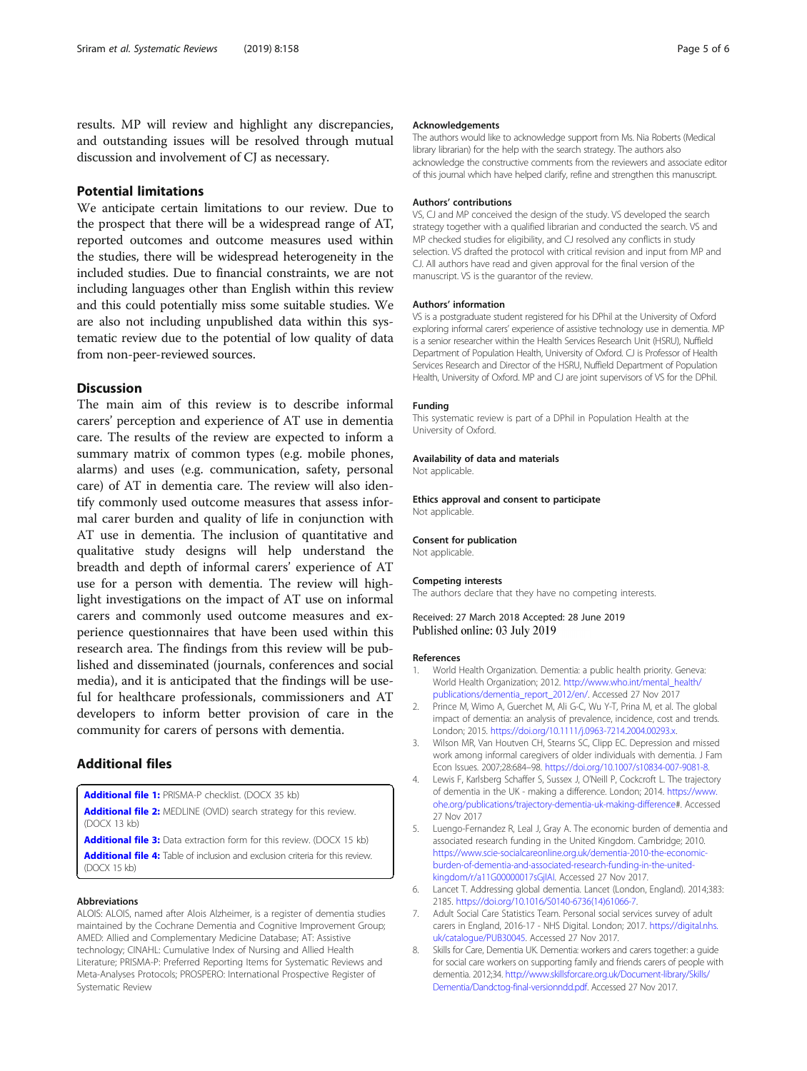results. MP will review and highlight any discrepancies, and outstanding issues will be resolved through mutual discussion and involvement of CJ as necessary.

## Potential limitations

We anticipate certain limitations to our review. Due to the prospect that there will be a widespread range of AT, reported outcomes and outcome measures used within the studies, there will be widespread heterogeneity in the included studies. Due to financial constraints, we are not including languages other than English within this review and this could potentially miss some suitable studies. We are also not including unpublished data within this systematic review due to the potential of low quality of data from non-peer-reviewed sources.

## Discussion

The main aim of this review is to describe informal carers' perception and experience of AT use in dementia care. The results of the review are expected to inform a summary matrix of common types (e.g. mobile phones, alarms) and uses (e.g. communication, safety, personal care) of AT in dementia care. The review will also identify commonly used outcome measures that assess informal carer burden and quality of life in conjunction with AT use in dementia. The inclusion of quantitative and qualitative study designs will help understand the breadth and depth of informal carers' experience of AT use for a person with dementia. The review will highlight investigations on the impact of AT use on informal carers and commonly used outcome measures and experience questionnaires that have been used within this research area. The findings from this review will be published and disseminated (journals, conferences and social media), and it is anticipated that the findings will be useful for healthcare professionals, commissioners and AT developers to inform better provision of care in the community for carers of persons with dementia.

## Additional files

**Additional file 1:** PRISMA-P checklist. (DOCX 35 kb)

**Additional file 2:** MEDLINE (OVID) search strategy for this review. (DOCX 13 kb)

**Additional file 3:** Data extraction form for this review. (DOCX 15 kb)

**Additional file 4:** Table of inclusion and exclusion criteria for this review. (DOCX 15 kb)

#### Abbreviations

ALOIS: ALOIS, named after Alois Alzheimer, is a register of dementia studies maintained by the Cochrane Dementia and Cognitive Improvement Group; AMED: Allied and Complementary Medicine Database; AT: Assistive technology; CINAHL: Cumulative Index of Nursing and Allied Health Literature; PRISMA-P: Preferred Reporting Items for Systematic Reviews and Meta-Analyses Protocols; PROSPERO: International Prospective Register of Systematic Review

#### Acknowledgements

The authors would like to acknowledge support from Ms. Nia Roberts (Medical library librarian) for the help with the search strategy. The authors also acknowledge the constructive comments from the reviewers and associate editor of this journal which have helped clarify, refine and strengthen this manuscript.

#### Authors' contributions

VS, CJ and MP conceived the design of the study. VS developed the search strategy together with a qualified librarian and conducted the search. VS and MP checked studies for eligibility, and CJ resolved any conflicts in study selection. VS drafted the protocol with critical revision and input from MP and CJ. All authors have read and given approval for the final version of the manuscript. VS is the guarantor of the review.

#### Authors' information

VS is a postgraduate student registered for his DPhil at the University of Oxford exploring informal carers' experience of assistive technology use in dementia. MP is a senior researcher within the Health Services Research Unit (HSRU), Nuffield Department of Population Health, University of Oxford. CJ is Professor of Health Services Research and Director of the HSRU, Nuffield Department of Population Health, University of Oxford. MP and CJ are joint supervisors of VS for the DPhil.

#### Funding

This systematic review is part of a DPhil in Population Health at the University of Oxford.

#### Availability of data and materials

Not applicable.

#### Ethics approval and consent to participate

Not applicable.

#### Consent for publication

Not applicable.

#### Competing interests

The authors declare that they have no competing interests.

Received: 27 March 2018 Accepted: 28 June 2019
Published online: 03 July 2019

#### References

1. World Health Organization. Dementia: a public health priority. Geneva: World Health Organization; 2012. http://www.who.int/mental_health/publications/dementia_report_2012/en/. Accessed 27 Nov 2017
2. Prince M, Wimo A, Guerchet M, Ali G-C, Wu Y-T, Prina M, et al. The global impact of dementia: an analysis of prevalence, incidence, cost and trends. London; 2015. https://doi.org/10.1111/j.0963-7214.2004.00293.x.
3. Wilson MR, Van Houtven CH, Stearns SC, Clipp EC. Depression and missed work among informal caregivers of older individuals with dementia. J Fam Econ Issues. 2007;28:684–98. https://doi.org/10.1007/s10834-007-9081-8.
4. Lewis F, Karlsberg Schaffer S, Sussex J, O'Neill P, Cockcroft L. The trajectory of dementia in the UK - making a difference. London; 2014. https://www.ohe.org/publications/trajectory-dementia-uk-making-difference#. Accessed 27 Nov 2017
5. Luengo-Fernandez R, Leal J, Gray A. The economic burden of dementia and associated research funding in the United Kingdom. Cambridge; 2010. https://www.scie-socialcareonline.org.uk/dementia-2010-the-economic-burden-of-dementia-and-associated-research-funding-in-the-united-kingdom/r/a11G00000017sGjIAI. Accessed 27 Nov 2017.
6. Lancet T. Addressing global dementia. Lancet (London, England). 2014;383:2185. https://doi.org/10.1016/S0140-6736(14)61066-7.
7. Adult Social Care Statistics Team. Personal social services survey of adult carers in England, 2016-17 - NHS Digital. London; 2017. https://digital.nhs.uk/catalogue/PUB30045. Accessed 27 Nov 2017.
8. Skills for Care, Dementia UK. Dementia: workers and carers together: a guide for social care workers on supporting family and friends carers of people with dementia. 2012;34. http://www.skillsforcare.org.uk/Document-library/Skills/Dementia/Dandctog-final-versionndd.pdf. Accessed 27 Nov 2017.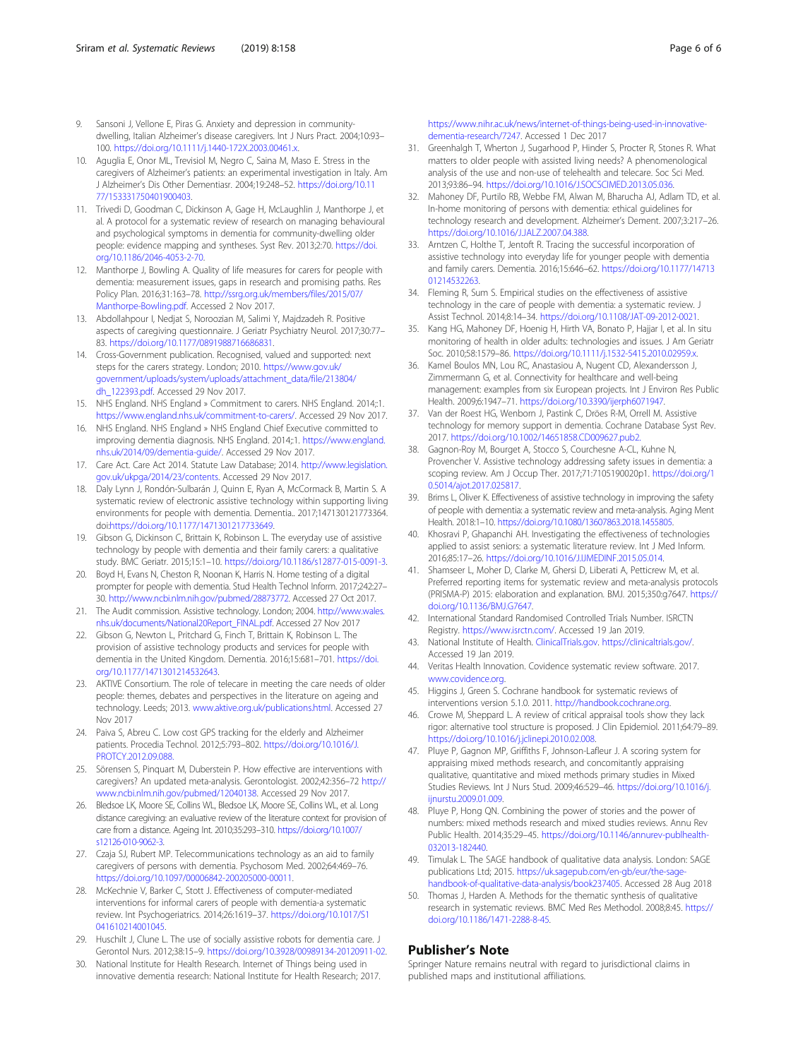9. Sansoni J, Vellone E, Piras G. Anxiety and depression in community-dwelling, Italian Alzheimer's disease caregivers. Int J Nurs Pract. 2004;10:93–100. https://doi.org/10.1111/j.1440-172X.2003.00461.x.
10. Aguglia E, Onor ML, Trevisiol M, Negro C, Saina M, Maso E. Stress in the caregivers of Alzheimer's patients: an experimental investigation in Italy. Am J Alzheimer's Dis Other Dementiasr. 2004;19:248–52. https://doi.org/10.1177/153331750401900403.
11. Trivedi D, Goodman C, Dickinson A, Gage H, McLaughlin J, Manthorpe J, et al. A protocol for a systematic review of research on managing behavioural and psychological symptoms in dementia for community-dwelling older people: evidence mapping and syntheses. Syst Rev. 2013;2:70. https://doi.org/10.1186/2046-4053-2-70.
12. Manthorpe J, Bowling A. Quality of life measures for carers for people with dementia: measurement issues, gaps in research and promising paths. Res Policy Plan. 2016;31:163–78. http://ssrg.org.uk/members/files/2015/07/Manthorpe-Bowling.pdf. Accessed 2 Nov 2017.
13. Abdollahpour I, Nedjat S, Noroozian M, Salimi Y, Majdzadeh R. Positive aspects of caregiving questionnaire. J Geriatr Psychiatry Neurol. 2017;30:77–83. https://doi.org/10.1177/0891988716686831.
14. Cross-Government publication. Recognised, valued and supported: next steps for the carers strategy. London; 2010. https://www.gov.uk/government/uploads/system/uploads/attachment_data/file/213804/dh_122393.pdf. Accessed 29 Nov 2017.
15. NHS England. NHS England » Commitment to carers. NHS England. 2014;:1. https://www.england.nhs.uk/commitment-to-carers/. Accessed 29 Nov 2017.
16. NHS England. NHS England » NHS England Chief Executive committed to improving dementia diagnosis. NHS England. 2014;:1. https://www.england.nhs.uk/2014/09/dementia-guide/. Accessed 29 Nov 2017.
17. Care Act. Care Act 2014. Statute Law Database; 2014. http://www.legislation.gov.uk/ukpga/2014/23/contents. Accessed 29 Nov 2017.
18. Daly Lynn J, Rondón-Sulbarán J, Quinn E, Ryan A, McCormack B, Martin S. A systematic review of electronic assistive technology within supporting living environments for people with dementia. Dementia.. 2017;147130121773364. doi:https://doi.org/10.1177/1471301217733649.
19. Gibson G, Dickinson C, Brittain K, Robinson L. The everyday use of assistive technology by people with dementia and their family carers: a qualitative study. BMC Geriatr. 2015;15:1–10. https://doi.org/10.1186/s12877-015-0091-3.
20. Boyd H, Evans N, Cheston R, Noonan K, Harris N. Home testing of a digital prompter for people with dementia. Stud Health Technol Inform. 2017;242:27–30. http://www.ncbi.nlm.nih.gov/pubmed/28873772. Accessed 27 Oct 2017.
21. The Audit commission. Assistive technology. London; 2004. http://www.wales.nhs.uk/documents/National20Report_FINAL.pdf. Accessed 27 Nov 2017
22. Gibson G, Newton L, Pritchard G, Finch T, Brittain K, Robinson L. The provision of assistive technology products and services for people with dementia in the United Kingdom. Dementia. 2016;15:681–701. https://doi.org/10.1177/1471301214532643.
23. AKTIVE Consortium. The role of telecare in meeting the care needs of older people: themes, debates and perspectives in the literature on ageing and technology. Leeds; 2013. www.aktive.org.uk/publications.html. Accessed 27 Nov 2017
24. Paiva S, Abreu C. Low cost GPS tracking for the elderly and Alzheimer patients. Procedia Technol. 2012;5:793–802. https://doi.org/10.1016/J.PROTCY.2012.09.088.
25. Sörensen S, Pinquart M, Duberstein P. How effective are interventions with caregivers? An updated meta-analysis. Gerontologist. 2002;42:356–72 http://www.ncbi.nlm.nih.gov/pubmed/12040138. Accessed 29 Nov 2017.
26. Bledsoe LK, Moore SE, Collins WL, Bledsoe LK, Moore SE, Collins WL, et al. Long distance caregiving: an evaluative review of the literature context for provision of care from a distance. Ageing Int. 2010;35:293–310. https://doi.org/10.1007/s12126-010-9062-3.
27. Czaja SJ, Rubert MP. Telecommunications technology as an aid to family caregivers of persons with dementia. Psychosom Med. 2002;64:469–76. https://doi.org/10.1097/00006842-200205000-00011.
28. McKechnie V, Barker C, Stott J. Effectiveness of computer-mediated interventions for informal carers of people with dementia-a systematic review. Int Psychogeriatrics. 2014;26:1619–37. https://doi.org/10.1017/S1041610214001045.
29. Huschilt J, Clune L. The use of socially assistive robots for dementia care. J Gerontol Nurs. 2012;38:15–9. https://doi.org/10.3928/00989134-20120911-02.
30. National Institute for Health Research. Internet of Things being used in innovative dementia research: National Institute for Health Research; 2017. https://www.nihr.ac.uk/news/internet-of-things-being-used-in-innovative-dementia-research/7247. Accessed 1 Dec 2017
31. Greenhalgh T, Wherton J, Sugarhood P, Hinder S, Procter R, Stones R. What matters to older people with assisted living needs? A phenomenological analysis of the use and non-use of telehealth and telecare. Soc Sci Med. 2013;93:86–94. https://doi.org/10.1016/J.SOCSCIMED.2013.05.036.
32. Mahoney DF, Purtilo RB, Webbe FM, Alwan M, Bharucha AJ, Adlam TD, et al. In-home monitoring of persons with dementia: ethical guidelines for technology research and development. Alzheimer's Dement. 2007;3:217–26. https://doi.org/10.1016/J.JALZ.2007.04.388.
33. Arntzen C, Holthe T, Jentoft R. Tracing the successful incorporation of assistive technology into everyday life for younger people with dementia and family carers. Dementia. 2016;15:646–62. https://doi.org/10.1177/1471301214532263.
34. Fleming R, Sum S. Empirical studies on the effectiveness of assistive technology in the care of people with dementia: a systematic review. J Assist Technol. 2014;8:14–34. https://doi.org/10.1108/JAT-09-2012-0021.
35. Kang HG, Mahoney DF, Hoenig H, Hirth VA, Bonato P, Hajjar I, et al. In situ monitoring of health in older adults: technologies and issues. J Am Geriatr Soc. 2010;58:1579–86. https://doi.org/10.1111/j.1532-5415.2010.02959.x.
36. Kamel Boulos MN, Lou RC, Anastasiou A, Nugent CD, Alexandersson J, Zimmermann G, et al. Connectivity for healthcare and well-being management: examples from six European projects. Int J Environ Res Public Health. 2009;6:1947–71. https://doi.org/10.3390/ijerph6071947.
37. Van der Roest HG, Wenborn J, Pastink C, Dröes R-M, Orrell M. Assistive technology for memory support in dementia. Cochrane Database Syst Rev. 2017. https://doi.org/10.1002/14651858.CD009627.pub2.
38. Gagnon-Roy M, Bourget A, Stocco S, Courchesne A-CL, Kuhne N, Provencher V. Assistive technology addressing safety issues in dementia: a scoping review. Am J Occup Ther. 2017;71:7105190020p1. https://doi.org/10.5014/ajot.2017.025817.
39. Brims L, Oliver K. Effectiveness of assistive technology in improving the safety of people with dementia: a systematic review and meta-analysis. Aging Ment Health. 2018:1–10. https://doi.org/10.1080/13607863.2018.1455805.
40. Khosravi P, Ghapanchi AH. Investigating the effectiveness of technologies applied to assist seniors: a systematic literature review. Int J Med Inform. 2016;85:17–26. https://doi.org/10.1016/J.IJMEDINF.2015.05.014.
41. Shamseer L, Moher D, Clarke M, Ghersi D, Liberati A, Petticrew M, et al. Preferred reporting items for systematic review and meta-analysis protocols (PRISMA-P) 2015: elaboration and explanation. BMJ. 2015;350:g7647. https://doi.org/10.1136/BMJ.G7647.
42. International Standard Randomised Controlled Trials Number. ISRCTN Registry. https://www.isrctn.com/. Accessed 19 Jan 2019.
43. National Institute of Health. ClinicalTrials.gov. https://clinicaltrials.gov/. Accessed 19 Jan 2019.
44. Veritas Health Innovation. Covidence systematic review software. 2017. www.covidence.org.
45. Higgins J, Green S. Cochrane handbook for systematic reviews of interventions version 5.1.0. 2011. http://handbook.cochrane.org.
46. Crowe M, Sheppard L. A review of critical appraisal tools show they lack rigor: alternative tool structure is proposed. J Clin Epidemiol. 2011;64:79–89. https://doi.org/10.1016/j.jclinepi.2010.02.008.
47. Pluye P, Gagnon MP, Griffiths F, Johnson-Lafleur J. A scoring system for appraising mixed methods research, and concomitantly appraising qualitative, quantitative and mixed methods primary studies in Mixed Studies Reviews. Int J Nurs Stud. 2009;46:529–46. https://doi.org/10.1016/j.ijnurstu.2009.01.009.
48. Pluye P, Hong QN. Combining the power of stories and the power of numbers: mixed methods research and mixed studies reviews. Annu Rev Public Health. 2014;35:29–45. https://doi.org/10.1146/annurev-publhealth-032013-182440.
49. Timulak L. The SAGE handbook of qualitative data analysis. London: SAGE publications Ltd; 2015. https://uk.sagepub.com/en-gb/eur/the-sage-handbook-of-qualitative-data-analysis/book237405. Accessed 28 Aug 2018
50. Thomas J, Harden A. Methods for the thematic synthesis of qualitative research in systematic reviews. BMC Med Res Methodol. 2008;8:45. https://doi.org/10.1186/1471-2288-8-45.

## Publisher's Note

Springer Nature remains neutral with regard to jurisdictional claims in published maps and institutional affiliations.